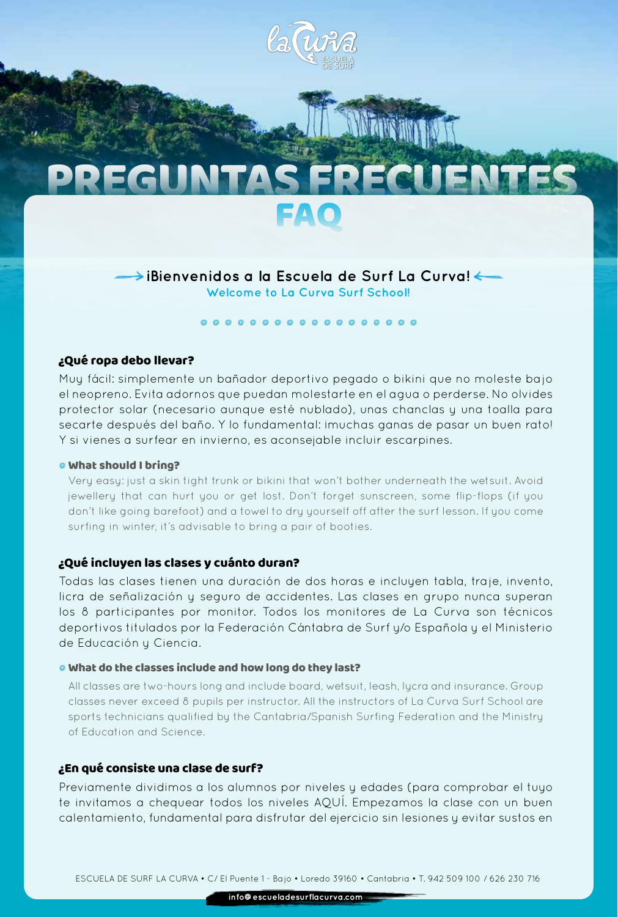# PREGUNTAS FRECUENTES

## FAQ

**¡Bienvenidos a la Escuela de Surf La Curva!**
Welcome to La Curva Surf School!

### ¿Qué ropa debo llevar?

Muy fácil: simplemente un bañador deportivo pegado o bikini que no moleste bajo el neopreno. Evita adornos que puedan molestarte en el agua o perderse. No olvides protector solar (necesario aunque esté nublado), unas chanclas y una toalla para secarte después del baño. Y lo fundamental: ¡muchas ganas de pasar un buen rato! Y si vienes a surfear en invierno, es aconsejable incluir escarpines.

#### What should I bring?

Very easy: just a skin tight trunk or bikini that won't bother underneath the wetsuit. Avoid jewellery that can hurt you or get lost. Don't forget sunscreen, some flip-flops (if you don't like going barefoot) and a towel to dry yourself off after the surf lesson. If you come surfing in winter, it's advisable to bring a pair of booties.

### ¿Qué incluyen las clases y cuánto duran?

Todas las clases tienen una duración de dos horas e incluyen tabla, traje, invento, licra de señalización y seguro de accidentes. Las clases en grupo nunca superan los 8 participantes por monitor. Todos los monitores de La Curva son técnicos deportivos titulados por la Federación Cántabra de Surf y/o Española y el Ministerio de Educación y Ciencia.

#### What do the classes include and how long do they last?

All classes are two-hours long and include board, wetsuit, leash, lycra and insurance. Group classes never exceed 8 pupils per instructor. All the instructors of La Curva Surf School are sports technicians qualified by the Cantabria/Spanish Surfing Federation and the Ministry of Education and Science.

### ¿En qué consiste una clase de surf?

Previamente dividimos a los alumnos por niveles y edades (para comprobar el tuyo te invitamos a chequear todos los niveles AQUÍ. Empezamos la clase con un buen calentamiento, fundamental para disfrutar del ejercicio sin lesiones y evitar sustos en

ESCUELA DE SURF LA CURVA • C/ El Puente 1 - Bajo • Loredo 39160 • Cantabria • T. 942 509 100 / 626 230 716

info@escueladesurflacurva.com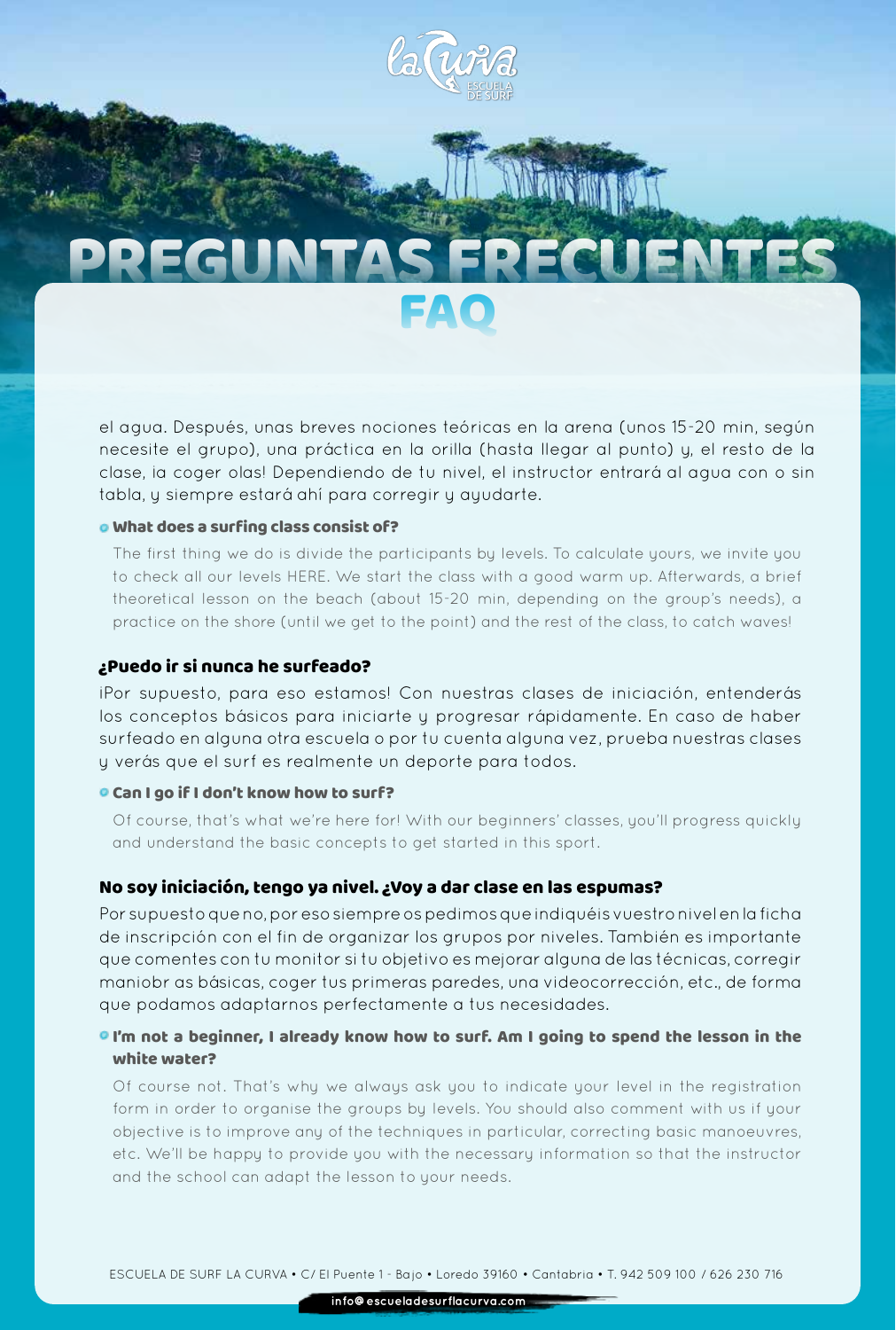# PREGUNTAS FRECUENTES

## FAQ

el agua. Después, unas breves nociones teóricas en la arena (unos 15-20 min, según necesite el grupo), una práctica en la orilla (hasta llegar al punto) y, el resto de la clase, ¡a coger olas! Dependiendo de tu nivel, el instructor entrará al agua con o sin tabla, y siempre estará ahí para corregir y ayudarte.

**What does a surfing class consist of?**

The first thing we do is divide the participants by levels. To calculate yours, we invite you to check all our levels HERE. We start the class with a good warm up. Afterwards, a brief theoretical lesson on the beach (about 15-20 min, depending on the group's needs), a practice on the shore (until we get to the point) and the rest of the class, to catch waves!

### ¿Puedo ir si nunca he surfeado?

¡Por supuesto, para eso estamos! Con nuestras clases de iniciación, entenderás los conceptos básicos para iniciarte y progresar rápidamente. En caso de haber surfeado en alguna otra escuela o por tu cuenta alguna vez, prueba nuestras clases y verás que el surf es realmente un deporte para todos.

**Can I go if I don't know how to surf?**

Of course, that's what we're here for! With our beginners' classes, you'll progress quickly and understand the basic concepts to get started in this sport.

### No soy iniciación, tengo ya nivel. ¿Voy a dar clase en las espumas?

Por supuesto que no, por eso siempre os pedimos que indiquéis vuestro nivel en la ficha de inscripción con el fin de organizar los grupos por niveles. También es importante que comentes con tu monitor si tu objetivo es mejorar alguna de las técnicas, corregir maniobr as básicas, coger tus primeras paredes, una videocorrección, etc., de forma que podamos adaptarnos perfectamente a tus necesidades.

**I'm not a beginner, I already know how to surf. Am I going to spend the lesson in the white water?**

Of course not. That's why we always ask you to indicate your level in the registration form in order to organise the groups by levels. You should also comment with us if your objective is to improve any of the techniques in particular, correcting basic manoeuvres, etc. We'll be happy to provide you with the necessary information so that the instructor and the school can adapt the lesson to your needs.

ESCUELA DE SURF LA CURVA • C/ El Puente 1 - Bajo • Loredo 39160 • Cantabria • T. 942 509 100 / 626 230 716

info@escueladesurflacurva.com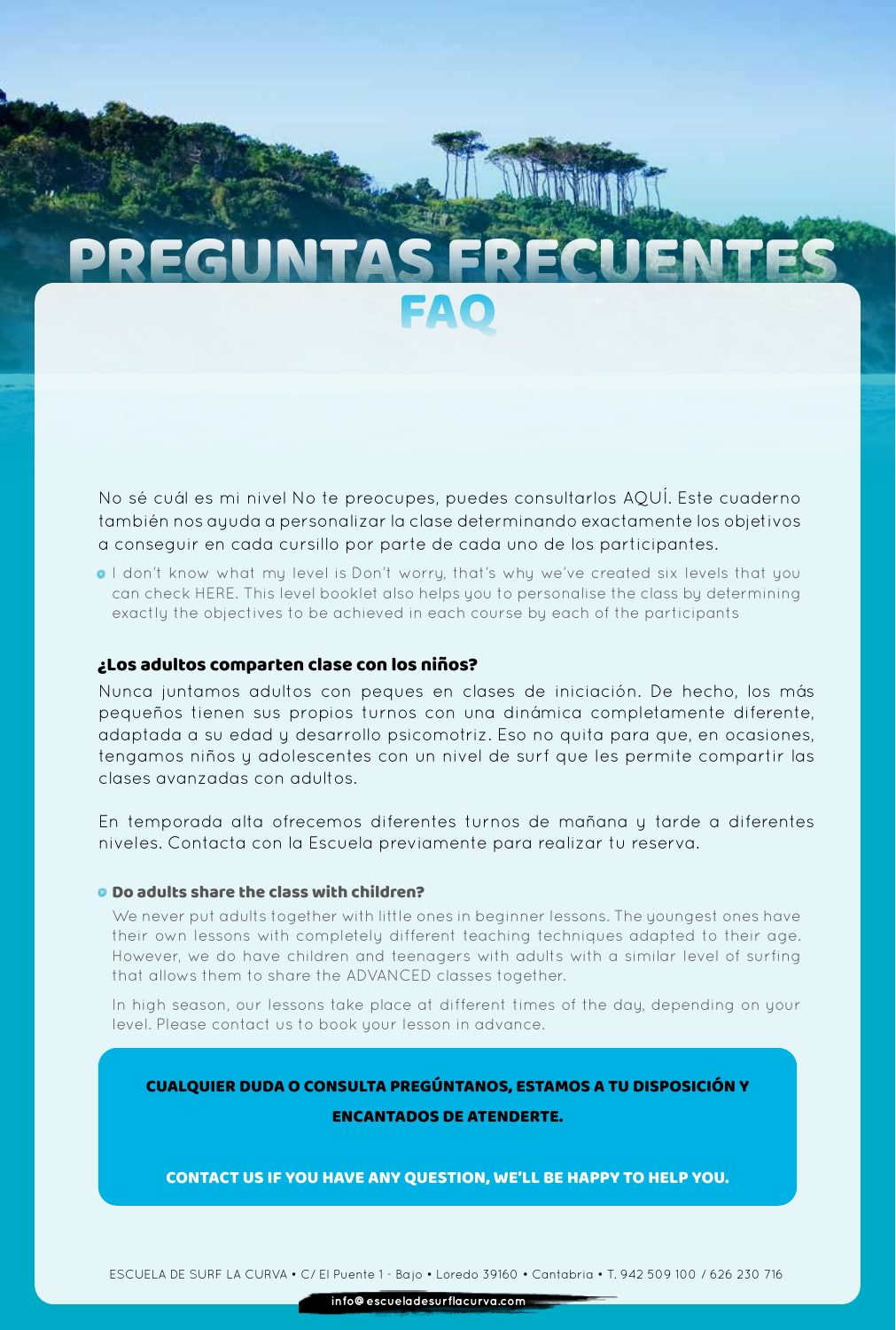# PREGUNTAS FRECUENTES

## FAQ

No sé cuál es mi nivel No te preocupes, puedes consultarlos AQUÍ. Este cuaderno también nos ayuda a personalizar la clase determinando exactamente los objetivos a conseguir en cada cursillo por parte de cada uno de los participantes.

- I don't know what my level is Don't worry, that's why we've created six levels that you can check HERE. This level booklet also helps you to personalise the class by determining exactly the objectives to be achieved in each course by each of the participants

### ¿Los adultos comparten clase con los niños?

Nunca juntamos adultos con peques en clases de iniciación. De hecho, los más pequeños tienen sus propios turnos con una dinámica completamente diferente, adaptada a su edad y desarrollo psicomotriz. Eso no quita para que, en ocasiones, tengamos niños y adolescentes con un nivel de surf que les permite compartir las clases avanzadas con adultos.

En temporada alta ofrecemos diferentes turnos de mañana y tarde a diferentes niveles. Contacta con la Escuela previamente para realizar tu reserva.

- **Do adults share the class with children?**

  We never put adults together with little ones in beginner lessons. The youngest ones have their own lessons with completely different teaching techniques adapted to their age. However, we do have children and teenagers with adults with a similar level of surfing that allows them to share the ADVANCED classes together.

  In high season, our lessons take place at different times of the day, depending on your level. Please contact us to book your lesson in advance.

**CUALQUIER DUDA O CONSULTA PREGÚNTANOS, ESTAMOS A TU DISPOSICIÓN Y ENCANTADOS DE ATENDERTE.**

**CONTACT US IF YOU HAVE ANY QUESTION, WE'LL BE HAPPY TO HELP YOU.**

ESCUELA DE SURF LA CURVA • C/ El Puente 1 - Bajo • Loredo 39160 • Cantabria • T. 942 509 100 / 626 230 716

info@escueladesurflacurva.com